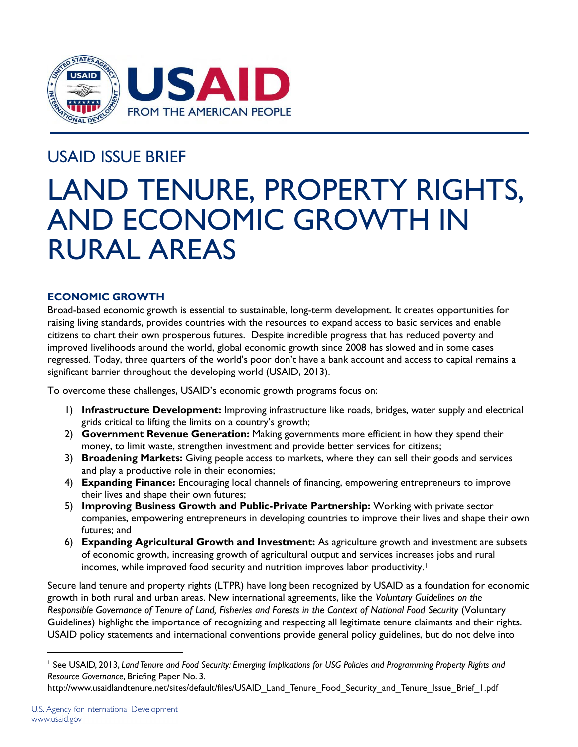USAID ISSUE BRIEF

# LAND TENURE, PROPERTY RIGHTS, AND ECONOMIC GROWTH IN RURAL AREAS

## ECONOMIC GROWTH

Broad-based economic growth is essential to sustainable, long-term development. It creates opportunities for raising living standards, provides countries with the resources to expand access to basic services and enable citizens to chart their own prosperous futures. Despite incredible progress that has reduced poverty and improved livelihoods around the world, global economic growth since 2008 has slowed and in some cases regressed. Today, three quarters of the world's poor don't have a bank account and access to capital remains a significant barrier throughout the developing world (USAID, 2013).

To overcome these challenges, USAID's economic growth programs focus on:

1) **Infrastructure Development:** Improving infrastructure like roads, bridges, water supply and electrical grids critical to lifting the limits on a country's growth;
2) **Government Revenue Generation:** Making governments more efficient in how they spend their money, to limit waste, strengthen investment and provide better services for citizens;
3) **Broadening Markets:** Giving people access to markets, where they can sell their goods and services and play a productive role in their economies;
4) **Expanding Finance:** Encouraging local channels of financing, empowering entrepreneurs to improve their lives and shape their own futures;
5) **Improving Business Growth and Public-Private Partnership:** Working with private sector companies, empowering entrepreneurs in developing countries to improve their lives and shape their own futures; and
6) **Expanding Agricultural Growth and Investment:** As agriculture growth and investment are subsets of economic growth, increasing growth of agricultural output and services increases jobs and rural incomes, while improved food security and nutrition improves labor productivity.[1]

Secure land tenure and property rights (LTPR) have long been recognized by USAID as a foundation for economic growth in both rural and urban areas. New international agreements, like the *Voluntary Guidelines on the Responsible Governance of Tenure of Land, Fisheries and Forests in the Context of National Food Security* (Voluntary Guidelines) highlight the importance of recognizing and respecting all legitimate tenure claimants and their rights. USAID policy statements and international conventions provide general policy guidelines, but do not delve into

---

[1] See USAID, 2013, *Land Tenure and Food Security: Emerging Implications for USG Policies and Programming Property Rights and Resource Governance*, Briefing Paper No. 3.
http://www.usaidlandtenure.net/sites/default/files/USAID_Land_Tenure_Food_Security_and_Tenure_Issue_Brief_1.pdf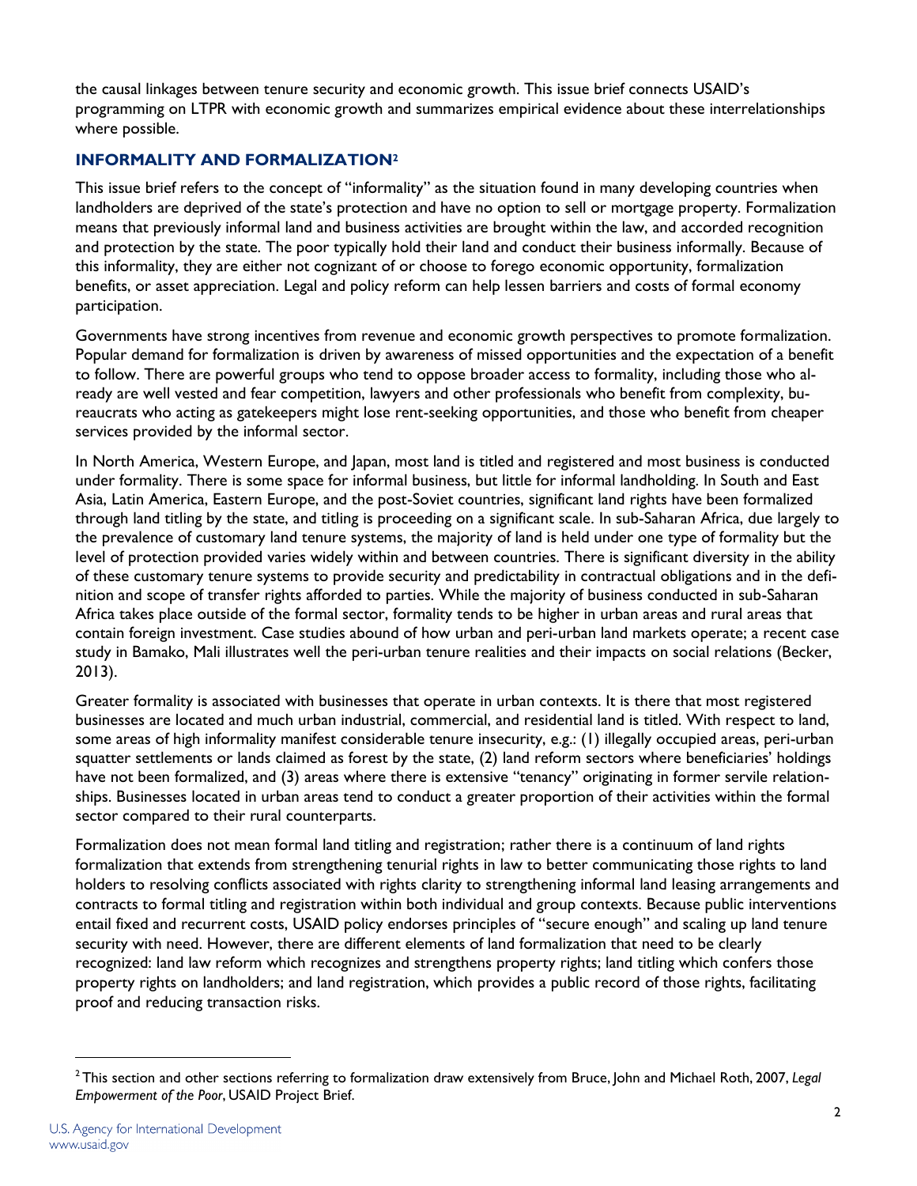the causal linkages between tenure security and economic growth. This issue brief connects USAID's programming on LTPR with economic growth and summarizes empirical evidence about these interrelationships where possible.

## INFORMALITY AND FORMALIZATION[2]

This issue brief refers to the concept of "informality" as the situation found in many developing countries when landholders are deprived of the state's protection and have no option to sell or mortgage property. Formalization means that previously informal land and business activities are brought within the law, and accorded recognition and protection by the state. The poor typically hold their land and conduct their business informally. Because of this informality, they are either not cognizant of or choose to forego economic opportunity, formalization benefits, or asset appreciation. Legal and policy reform can help lessen barriers and costs of formal economy participation.

Governments have strong incentives from revenue and economic growth perspectives to promote formalization. Popular demand for formalization is driven by awareness of missed opportunities and the expectation of a benefit to follow. There are powerful groups who tend to oppose broader access to formality, including those who already are well vested and fear competition, lawyers and other professionals who benefit from complexity, bureaucrats who acting as gatekeepers might lose rent-seeking opportunities, and those who benefit from cheaper services provided by the informal sector.

In North America, Western Europe, and Japan, most land is titled and registered and most business is conducted under formality. There is some space for informal business, but little for informal landholding. In South and East Asia, Latin America, Eastern Europe, and the post-Soviet countries, significant land rights have been formalized through land titling by the state, and titling is proceeding on a significant scale. In sub-Saharan Africa, due largely to the prevalence of customary land tenure systems, the majority of land is held under one type of formality but the level of protection provided varies widely within and between countries. There is significant diversity in the ability of these customary tenure systems to provide security and predictability in contractual obligations and in the definition and scope of transfer rights afforded to parties. While the majority of business conducted in sub-Saharan Africa takes place outside of the formal sector, formality tends to be higher in urban areas and rural areas that contain foreign investment. Case studies abound of how urban and peri-urban land markets operate; a recent case study in Bamako, Mali illustrates well the peri-urban tenure realities and their impacts on social relations (Becker, 2013).

Greater formality is associated with businesses that operate in urban contexts. It is there that most registered businesses are located and much urban industrial, commercial, and residential land is titled. With respect to land, some areas of high informality manifest considerable tenure insecurity, e.g.: (1) illegally occupied areas, peri-urban squatter settlements or lands claimed as forest by the state, (2) land reform sectors where beneficiaries' holdings have not been formalized, and (3) areas where there is extensive "tenancy" originating in former servile relationships. Businesses located in urban areas tend to conduct a greater proportion of their activities within the formal sector compared to their rural counterparts.

Formalization does not mean formal land titling and registration; rather there is a continuum of land rights formalization that extends from strengthening tenurial rights in law to better communicating those rights to land holders to resolving conflicts associated with rights clarity to strengthening informal land leasing arrangements and contracts to formal titling and registration within both individual and group contexts. Because public interventions entail fixed and recurrent costs, USAID policy endorses principles of "secure enough" and scaling up land tenure security with need. However, there are different elements of land formalization that need to be clearly recognized: land law reform which recognizes and strengthens property rights; land titling which confers those property rights on landholders; and land registration, which provides a public record of those rights, facilitating proof and reducing transaction risks.

---

[2] This section and other sections referring to formalization draw extensively from Bruce, John and Michael Roth, 2007, *Legal Empowerment of the Poor*, USAID Project Brief.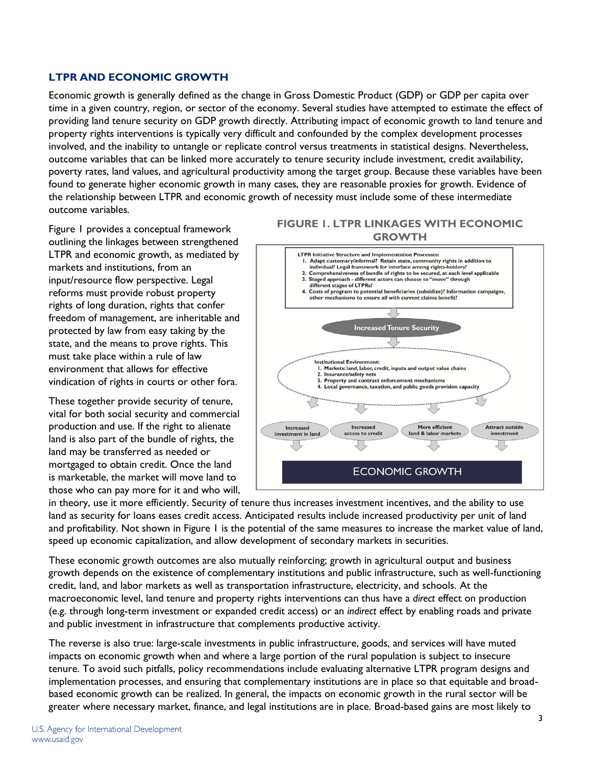## LTPR AND ECONOMIC GROWTH

Economic growth is generally defined as the change in Gross Domestic Product (GDP) or GDP per capita over time in a given country, region, or sector of the economy. Several studies have attempted to estimate the effect of providing land tenure security on GDP growth directly. Attributing impact of economic growth to land tenure and property rights interventions is typically very difficult and confounded by the complex development processes involved, and the inability to untangle or replicate control versus treatments in statistical designs. Nevertheless, outcome variables that can be linked more accurately to tenure security include investment, credit availability, poverty rates, land values, and agricultural productivity among the target group. Because these variables have been found to generate higher economic growth in many cases, they are reasonable proxies for growth. Evidence of the relationship between LTPR and economic growth of necessity must include some of these intermediate outcome variables.

Figure 1 provides a conceptual framework outlining the linkages between strengthened LTPR and economic growth, as mediated by markets and institutions, from an input/resource flow perspective. Legal reforms must provide robust property rights of long duration, rights that confer freedom of management, are inheritable and protected by law from easy taking by the state, and the means to prove rights. This must take place within a rule of law environment that allows for effective vindication of rights in courts or other fora.

**FIGURE 1. LTPR LINKAGES WITH ECONOMIC GROWTH**

LTPR Initiative Structure and Implementation Processes:
1. Adapt customary/informal? Retain state, community rights in addition to individual? Legal framework for interface among rights-holders?
2. Comprehensiveness of bundle of rights to be secured, at each level applicable
3. Staged approach - different actors can choose to "move" through different stages of LTPRs?
4. Costs of program to potential beneficiaries (subsidize)? Information campaigns, other mechanisms to ensure all with current claims benefit?

Increased Tenure Security

Institutional Environment:
1. Markets: land, labor, credit, inputs and output value chains
2. Insurance/safety nets
3. Property and contract enforcement mechanisms
4. Local governance, taxation, and public goods provision capacity

Increased investment in land | Increased access to credit | More efficient land & labor markets | Attract outside investment

ECONOMIC GROWTH

These together provide security of tenure, vital for both social security and commercial production and use. If the right to alienate land is also part of the bundle of rights, the land may be transferred as needed or mortgaged to obtain credit. Once the land is marketable, the market will move land to those who can pay more for it and who will, in theory, use it more efficiently. Security of tenure thus increases investment incentives, and the ability to use land as security for loans eases credit access. Anticipated results include increased productivity per unit of land and profitability. Not shown in Figure 1 is the potential of the same measures to increase the market value of land, speed up economic capitalization, and allow development of secondary markets in securities.

These economic growth outcomes are also mutually reinforcing; growth in agricultural output and business growth depends on the existence of complementary institutions and public infrastructure, such as well-functioning credit, land, and labor markets as well as transportation infrastructure, electricity, and schools. At the macroeconomic level, land tenure and property rights interventions can thus have a *direct* effect on production (e.g. through long-term investment or expanded credit access) or an *indirect* effect by enabling roads and private and public investment in infrastructure that complements productive activity.

The reverse is also true: large-scale investments in public infrastructure, goods, and services will have muted impacts on economic growth when and where a large portion of the rural population is subject to insecure tenure. To avoid such pitfalls, policy recommendations include evaluating alternative LTPR program designs and implementation processes, and ensuring that complementary institutions are in place so that equitable and broad-based economic growth can be realized. In general, the impacts on economic growth in the rural sector will be greater where necessary market, finance, and legal institutions are in place. Broad-based gains are most likely to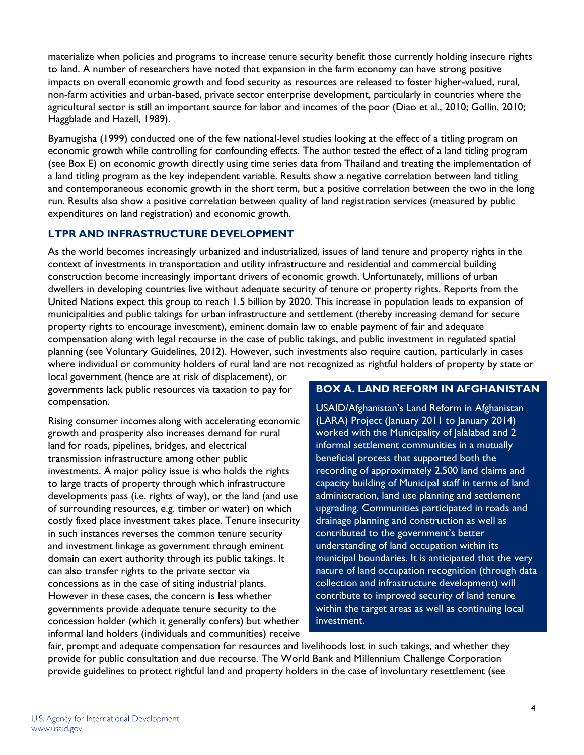materialize when policies and programs to increase tenure security benefit those currently holding insecure rights to land. A number of researchers have noted that expansion in the farm economy can have strong positive impacts on overall economic growth and food security as resources are released to foster higher-valued, rural, non-farm activities and urban-based, private sector enterprise development, particularly in countries where the agricultural sector is still an important source for labor and incomes of the poor (Diao et al., 2010; Gollin, 2010; Haggblade and Hazell, 1989).

Byamugisha (1999) conducted one of the few national-level studies looking at the effect of a titling program on economic growth while controlling for confounding effects. The author tested the effect of a land titling program (see Box E) on economic growth directly using time series data from Thailand and treating the implementation of a land titling program as the key independent variable. Results show a negative correlation between land titling and contemporaneous economic growth in the short term, but a positive correlation between the two in the long run. Results also show a positive correlation between quality of land registration services (measured by public expenditures on land registration) and economic growth.

## LTPR AND INFRASTRUCTURE DEVELOPMENT

As the world becomes increasingly urbanized and industrialized, issues of land tenure and property rights in the context of investments in transportation and utility infrastructure and residential and commercial building construction become increasingly important drivers of economic growth. Unfortunately, millions of urban dwellers in developing countries live without adequate security of tenure or property rights. Reports from the United Nations expect this group to reach 1.5 billion by 2020. This increase in population leads to expansion of municipalities and public takings for urban infrastructure and settlement (thereby increasing demand for secure property rights to encourage investment), eminent domain law to enable payment of fair and adequate compensation along with legal recourse in the case of public takings, and public investment in regulated spatial planning (see Voluntary Guidelines, 2012). However, such investments also require caution, particularly in cases where individual or community holders of rural land are not recognized as rightful holders of property by state or local government (hence are at risk of displacement), or governments lack public resources via taxation to pay for compensation.

Rising consumer incomes along with accelerating economic growth and prosperity also increases demand for rural land for roads, pipelines, bridges, and electrical transmission infrastructure among other public investments. A major policy issue is who holds the rights to large tracts of property through which infrastructure developments pass (i.e. rights of way), or the land (and use of surrounding resources, e.g. timber or water) on which costly fixed place investment takes place. Tenure insecurity in such instances reverses the common tenure security and investment linkage as government through eminent domain can exert authority through its public takings. It can also transfer rights to the private sector via concessions as in the case of siting industrial plants. However in these cases, the concern is less whether governments provide adequate tenure security to the concession holder (which it generally confers) but whether informal land holders (individuals and communities) receive fair, prompt and adequate compensation for resources and livelihoods lost in such takings, and whether they provide for public consultation and due recourse. The World Bank and Millennium Challenge Corporation provide guidelines to protect rightful land and property holders in the case of involuntary resettlement (see

### BOX A. LAND REFORM IN AFGHANISTAN

USAID/Afghanistan's Land Reform in Afghanistan (LARA) Project (January 2011 to January 2014) worked with the Municipality of Jalalabad and 2 informal settlement communities in a mutually beneficial process that supported both the recording of approximately 2,500 land claims and capacity building of Municipal staff in terms of land administration, land use planning and settlement upgrading. Communities participated in roads and drainage planning and construction as well as contributed to the government's better understanding of land occupation within its municipal boundaries. It is anticipated that the very nature of land occupation recognition (through data collection and infrastructure development) will contribute to improved security of land tenure within the target areas as well as continuing local investment.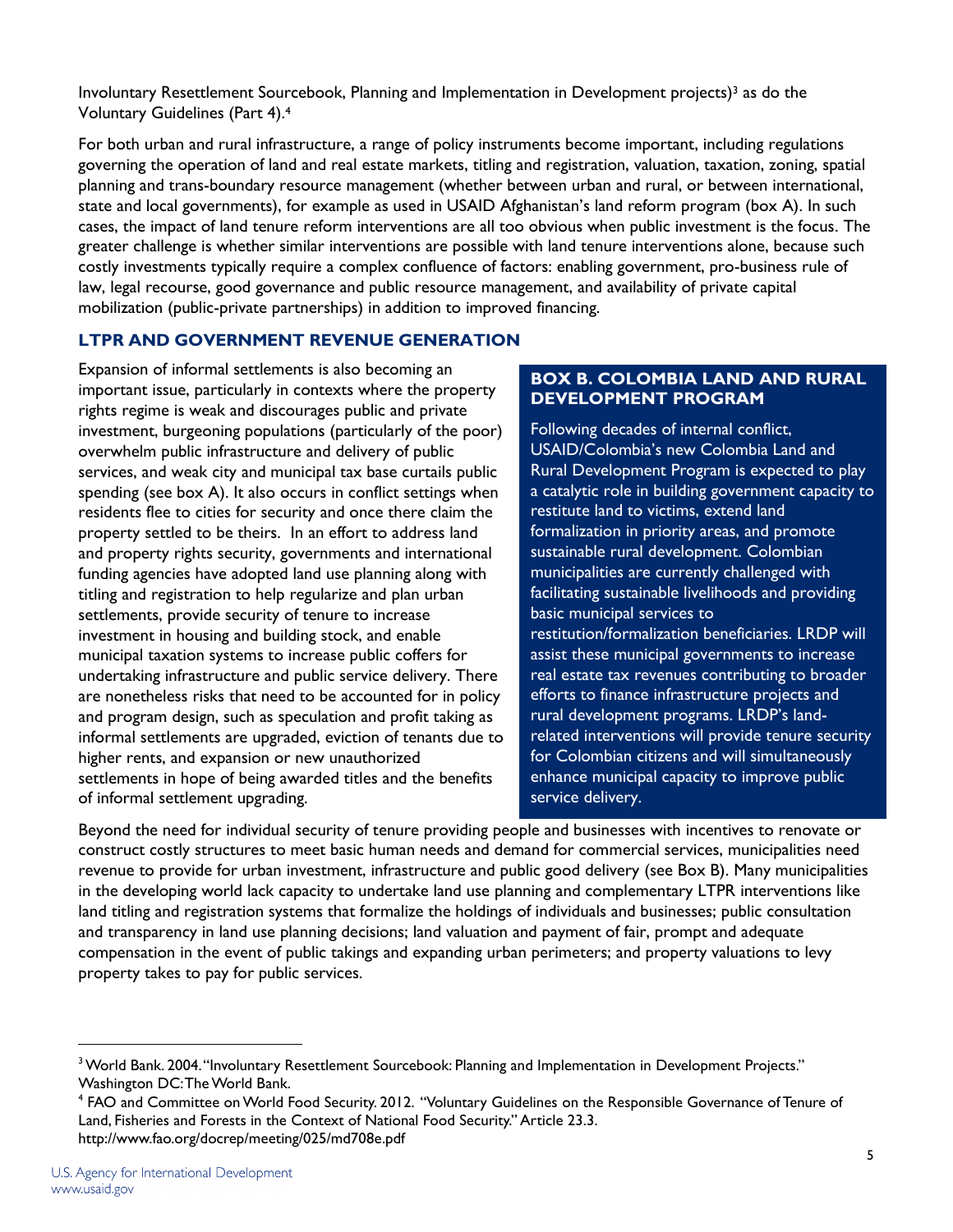Involuntary Resettlement Sourcebook, Planning and Implementation in Development projects)[3] as do the Voluntary Guidelines (Part 4).[4]

For both urban and rural infrastructure, a range of policy instruments become important, including regulations governing the operation of land and real estate markets, titling and registration, valuation, taxation, zoning, spatial planning and trans-boundary resource management (whether between urban and rural, or between international, state and local governments), for example as used in USAID Afghanistan's land reform program (box A). In such cases, the impact of land tenure reform interventions are all too obvious when public investment is the focus. The greater challenge is whether similar interventions are possible with land tenure interventions alone, because such costly investments typically require a complex confluence of factors: enabling government, pro-business rule of law, legal recourse, good governance and public resource management, and availability of private capital mobilization (public-private partnerships) in addition to improved financing.

## LTPR AND GOVERNMENT REVENUE GENERATION

Expansion of informal settlements is also becoming an important issue, particularly in contexts where the property rights regime is weak and discourages public and private investment, burgeoning populations (particularly of the poor) overwhelm public infrastructure and delivery of public services, and weak city and municipal tax base curtails public spending (see box A). It also occurs in conflict settings when residents flee to cities for security and once there claim the property settled to be theirs. In an effort to address land and property rights security, governments and international funding agencies have adopted land use planning along with titling and registration to help regularize and plan urban settlements, provide security of tenure to increase investment in housing and building stock, and enable municipal taxation systems to increase public coffers for undertaking infrastructure and public service delivery. There are nonetheless risks that need to be accounted for in policy and program design, such as speculation and profit taking as informal settlements are upgraded, eviction of tenants due to higher rents, and expansion or new unauthorized settlements in hope of being awarded titles and the benefits of informal settlement upgrading.

### BOX B. COLOMBIA LAND AND RURAL DEVELOPMENT PROGRAM

Following decades of internal conflict, USAID/Colombia's new Colombia Land and Rural Development Program is expected to play a catalytic role in building government capacity to restitute land to victims, extend land formalization in priority areas, and promote sustainable rural development. Colombian municipalities are currently challenged with facilitating sustainable livelihoods and providing basic municipal services to restitution/formalization beneficiaries. LRDP will assist these municipal governments to increase real estate tax revenues contributing to broader efforts to finance infrastructure projects and rural development programs. LRDP's land-related interventions will provide tenure security for Colombian citizens and will simultaneously enhance municipal capacity to improve public service delivery.

Beyond the need for individual security of tenure providing people and businesses with incentives to renovate or construct costly structures to meet basic human needs and demand for commercial services, municipalities need revenue to provide for urban investment, infrastructure and public good delivery (see Box B). Many municipalities in the developing world lack capacity to undertake land use planning and complementary LTPR interventions like land titling and registration systems that formalize the holdings of individuals and businesses; public consultation and transparency in land use planning decisions; land valuation and payment of fair, prompt and adequate compensation in the event of public takings and expanding urban perimeters; and property valuations to levy property takes to pay for public services.

---

[3] World Bank. 2004. "Involuntary Resettlement Sourcebook: Planning and Implementation in Development Projects." Washington DC: The World Bank.

[4] FAO and Committee on World Food Security. 2012. "Voluntary Guidelines on the Responsible Governance of Tenure of Land, Fisheries and Forests in the Context of National Food Security." Article 23.3. http://www.fao.org/docrep/meeting/025/md708e.pdf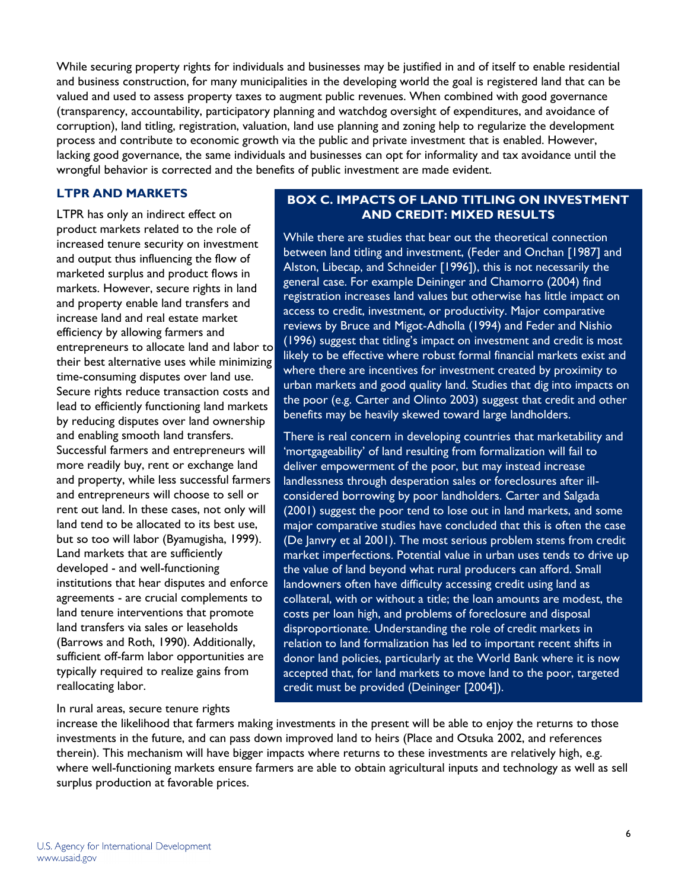While securing property rights for individuals and businesses may be justified in and of itself to enable residential and business construction, for many municipalities in the developing world the goal is registered land that can be valued and used to assess property taxes to augment public revenues. When combined with good governance (transparency, accountability, participatory planning and watchdog oversight of expenditures, and avoidance of corruption), land titling, registration, valuation, land use planning and zoning help to regularize the development process and contribute to economic growth via the public and private investment that is enabled. However, lacking good governance, the same individuals and businesses can opt for informality and tax avoidance until the wrongful behavior is corrected and the benefits of public investment are made evident.

## LTPR AND MARKETS

LTPR has only an indirect effect on product markets related to the role of increased tenure security on investment and output thus influencing the flow of marketed surplus and product flows in markets. However, secure rights in land and property enable land transfers and increase land and real estate market efficiency by allowing farmers and entrepreneurs to allocate land and labor to their best alternative uses while minimizing time-consuming disputes over land use. Secure rights reduce transaction costs and lead to efficiently functioning land markets by reducing disputes over land ownership and enabling smooth land transfers. Successful farmers and entrepreneurs will more readily buy, rent or exchange land and property, while less successful farmers and entrepreneurs will choose to sell or rent out land. In these cases, not only will land tend to be allocated to its best use, but so too will labor (Byamugisha, 1999). Land markets that are sufficiently developed - and well-functioning institutions that hear disputes and enforce agreements - are crucial complements to land tenure interventions that promote land transfers via sales or leaseholds (Barrows and Roth, 1990). Additionally, sufficient off-farm labor opportunities are typically required to realize gains from reallocating labor.

In rural areas, secure tenure rights increase the likelihood that farmers making investments in the present will be able to enjoy the returns to those investments in the future, and can pass down improved land to heirs (Place and Otsuka 2002, and references therein). This mechanism will have bigger impacts where returns to these investments are relatively high, e.g. where well-functioning markets ensure farmers are able to obtain agricultural inputs and technology as well as sell surplus production at favorable prices.

### BOX C. IMPACTS OF LAND TITLING ON INVESTMENT AND CREDIT: MIXED RESULTS

While there are studies that bear out the theoretical connection between land titling and investment, (Feder and Onchan [1987] and Alston, Libecap, and Schneider [1996]), this is not necessarily the general case. For example Deininger and Chamorro (2004) find registration increases land values but otherwise has little impact on access to credit, investment, or productivity. Major comparative reviews by Bruce and Migot-Adholla (1994) and Feder and Nishio (1996) suggest that titling's impact on investment and credit is most likely to be effective where robust formal financial markets exist and where there are incentives for investment created by proximity to urban markets and good quality land. Studies that dig into impacts on the poor (e.g. Carter and Olinto 2003) suggest that credit and other benefits may be heavily skewed toward large landholders.

There is real concern in developing countries that marketability and 'mortgageability' of land resulting from formalization will fail to deliver empowerment of the poor, but may instead increase landlessness through desperation sales or foreclosures after ill-considered borrowing by poor landholders. Carter and Salgada (2001) suggest the poor tend to lose out in land markets, and some major comparative studies have concluded that this is often the case (De Janvry et al 2001). The most serious problem stems from credit market imperfections. Potential value in urban uses tends to drive up the value of land beyond what rural producers can afford. Small landowners often have difficulty accessing credit using land as collateral, with or without a title; the loan amounts are modest, the costs per loan high, and problems of foreclosure and disposal disproportionate. Understanding the role of credit markets in relation to land formalization has led to important recent shifts in donor land policies, particularly at the World Bank where it is now accepted that, for land markets to move land to the poor, targeted credit must be provided (Deininger [2004]).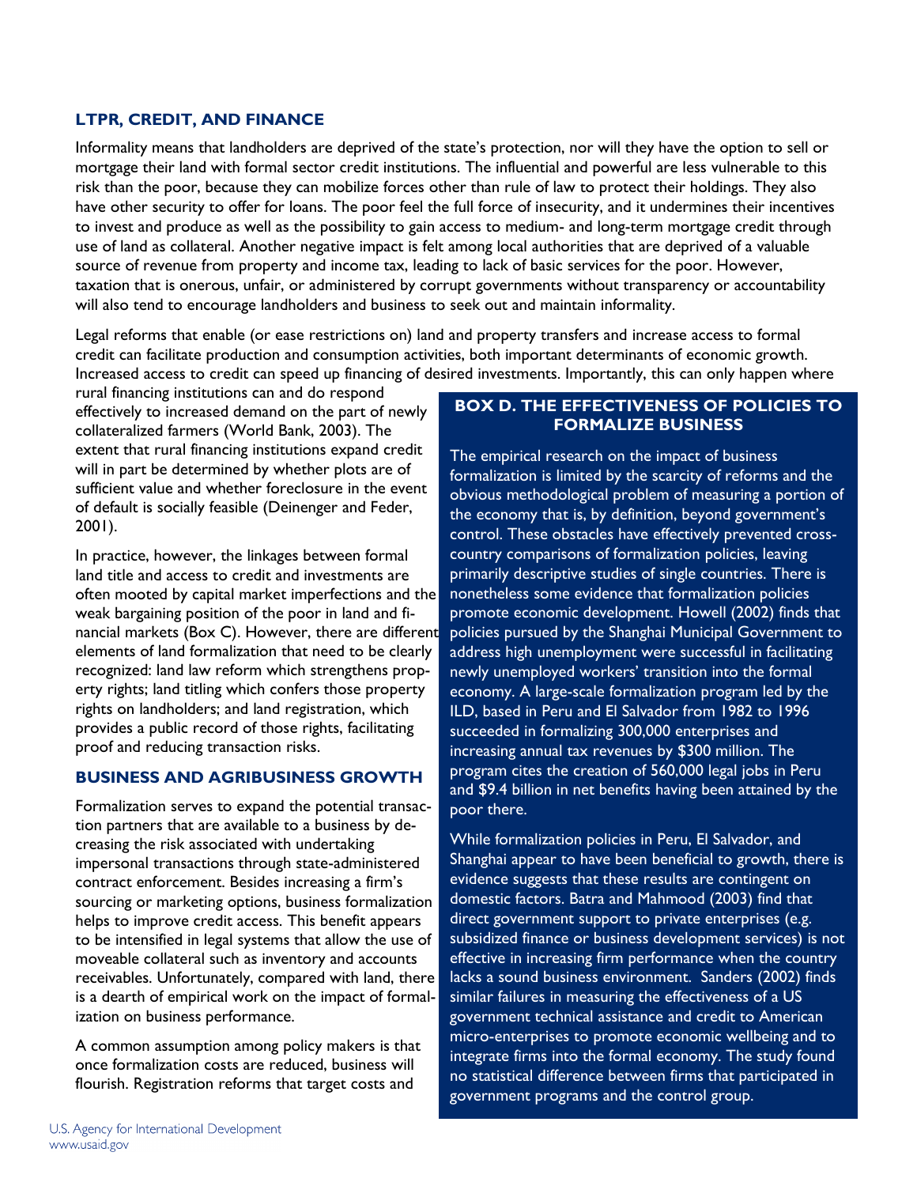## LTPR, CREDIT, AND FINANCE

Informality means that landholders are deprived of the state's protection, nor will they have the option to sell or mortgage their land with formal sector credit institutions. The influential and powerful are less vulnerable to this risk than the poor, because they can mobilize forces other than rule of law to protect their holdings. They also have other security to offer for loans. The poor feel the full force of insecurity, and it undermines their incentives to invest and produce as well as the possibility to gain access to medium- and long-term mortgage credit through use of land as collateral. Another negative impact is felt among local authorities that are deprived of a valuable source of revenue from property and income tax, leading to lack of basic services for the poor. However, taxation that is onerous, unfair, or administered by corrupt governments without transparency or accountability will also tend to encourage landholders and business to seek out and maintain informality.

Legal reforms that enable (or ease restrictions on) land and property transfers and increase access to formal credit can facilitate production and consumption activities, both important determinants of economic growth. Increased access to credit can speed up financing of desired investments. Importantly, this can only happen where rural financing institutions can and do respond effectively to increased demand on the part of newly collateralized farmers (World Bank, 2003). The extent that rural financing institutions expand credit will in part be determined by whether plots are of sufficient value and whether foreclosure in the event of default is socially feasible (Deinenger and Feder, 2001).

In practice, however, the linkages between formal land title and access to credit and investments are often mooted by capital market imperfections and the weak bargaining position of the poor in land and financial markets (Box C). However, there are different elements of land formalization that need to be clearly recognized: land law reform which strengthens property rights; land titling which confers those property rights on landholders; and land registration, which provides a public record of those rights, facilitating proof and reducing transaction risks.

## BUSINESS AND AGRIBUSINESS GROWTH

Formalization serves to expand the potential transaction partners that are available to a business by decreasing the risk associated with undertaking impersonal transactions through state-administered contract enforcement. Besides increasing a firm's sourcing or marketing options, business formalization helps to improve credit access. This benefit appears to be intensified in legal systems that allow the use of moveable collateral such as inventory and accounts receivables. Unfortunately, compared with land, there is a dearth of empirical work on the impact of formalization on business performance.

A common assumption among policy makers is that once formalization costs are reduced, business will flourish. Registration reforms that target costs and

### BOX D. THE EFFECTIVENESS OF POLICIES TO FORMALIZE BUSINESS

The empirical research on the impact of business formalization is limited by the scarcity of reforms and the obvious methodological problem of measuring a portion of the economy that is, by definition, beyond government's control. These obstacles have effectively prevented cross-country comparisons of formalization policies, leaving primarily descriptive studies of single countries. There is nonetheless some evidence that formalization policies promote economic development. Howell (2002) finds that policies pursued by the Shanghai Municipal Government to address high unemployment were successful in facilitating newly unemployed workers' transition into the formal economy. A large-scale formalization program led by the ILD, based in Peru and El Salvador from 1982 to 1996 succeeded in formalizing 300,000 enterprises and increasing annual tax revenues by $300 million. The program cites the creation of 560,000 legal jobs in Peru and $9.4 billion in net benefits having been attained by the poor there.

While formalization policies in Peru, El Salvador, and Shanghai appear to have been beneficial to growth, there is evidence suggests that these results are contingent on domestic factors. Batra and Mahmood (2003) find that direct government support to private enterprises (e.g. subsidized finance or business development services) is not effective in increasing firm performance when the country lacks a sound business environment. Sanders (2002) finds similar failures in measuring the effectiveness of a US government technical assistance and credit to American micro-enterprises to promote economic wellbeing and to integrate firms into the formal economy. The study found no statistical difference between firms that participated in government programs and the control group.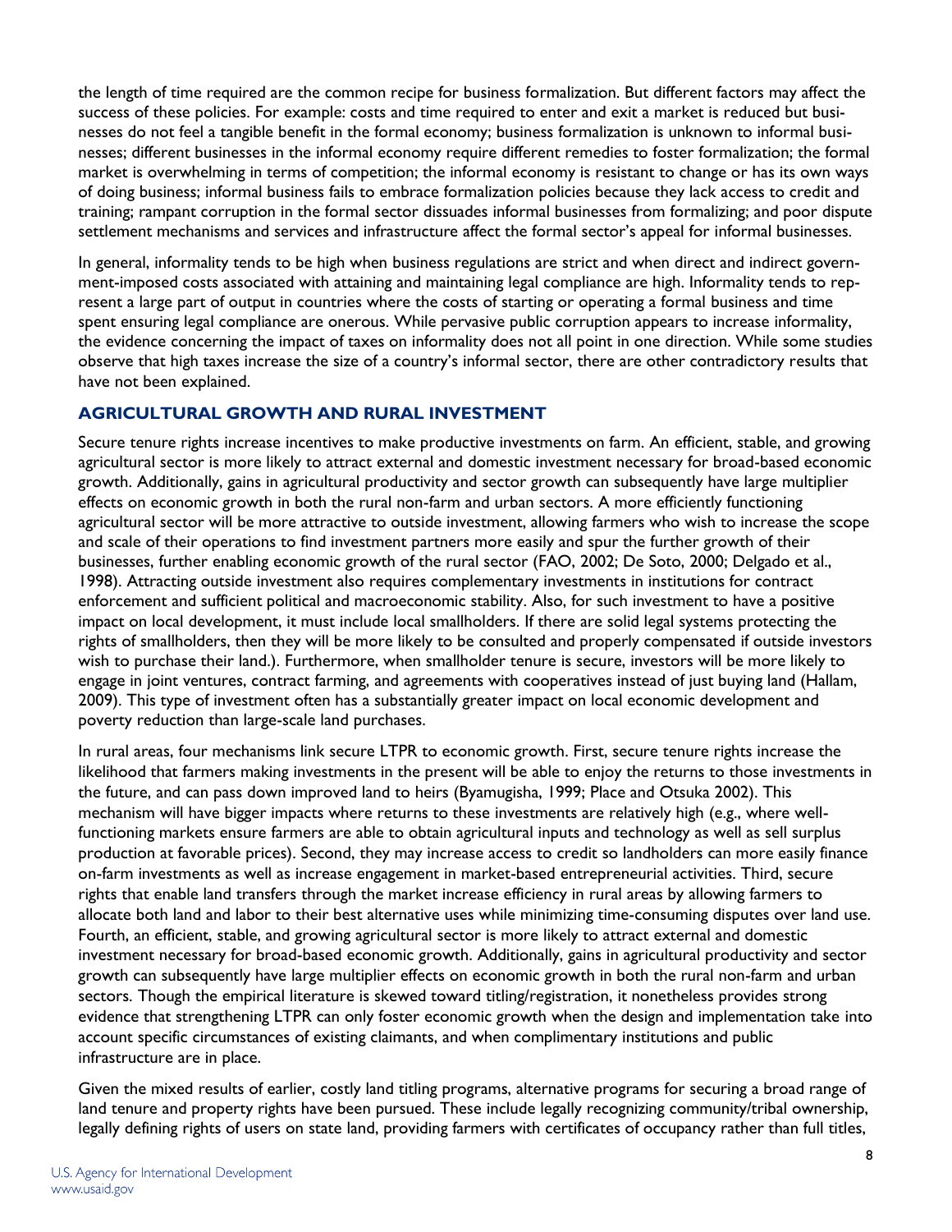the length of time required are the common recipe for business formalization. But different factors may affect the success of these policies. For example: costs and time required to enter and exit a market is reduced but businesses do not feel a tangible benefit in the formal economy; business formalization is unknown to informal businesses; different businesses in the informal economy require different remedies to foster formalization; the formal market is overwhelming in terms of competition; the informal economy is resistant to change or has its own ways of doing business; informal business fails to embrace formalization policies because they lack access to credit and training; rampant corruption in the formal sector dissuades informal businesses from formalizing; and poor dispute settlement mechanisms and services and infrastructure affect the formal sector's appeal for informal businesses.

In general, informality tends to be high when business regulations are strict and when direct and indirect government-imposed costs associated with attaining and maintaining legal compliance are high. Informality tends to represent a large part of output in countries where the costs of starting or operating a formal business and time spent ensuring legal compliance are onerous. While pervasive public corruption appears to increase informality, the evidence concerning the impact of taxes on informality does not all point in one direction. While some studies observe that high taxes increase the size of a country's informal sector, there are other contradictory results that have not been explained.

## AGRICULTURAL GROWTH AND RURAL INVESTMENT

Secure tenure rights increase incentives to make productive investments on farm. An efficient, stable, and growing agricultural sector is more likely to attract external and domestic investment necessary for broad-based economic growth. Additionally, gains in agricultural productivity and sector growth can subsequently have large multiplier effects on economic growth in both the rural non-farm and urban sectors. A more efficiently functioning agricultural sector will be more attractive to outside investment, allowing farmers who wish to increase the scope and scale of their operations to find investment partners more easily and spur the further growth of their businesses, further enabling economic growth of the rural sector (FAO, 2002; De Soto, 2000; Delgado et al., 1998). Attracting outside investment also requires complementary investments in institutions for contract enforcement and sufficient political and macroeconomic stability. Also, for such investment to have a positive impact on local development, it must include local smallholders. If there are solid legal systems protecting the rights of smallholders, then they will be more likely to be consulted and properly compensated if outside investors wish to purchase their land.). Furthermore, when smallholder tenure is secure, investors will be more likely to engage in joint ventures, contract farming, and agreements with cooperatives instead of just buying land (Hallam, 2009). This type of investment often has a substantially greater impact on local economic development and poverty reduction than large-scale land purchases.

In rural areas, four mechanisms link secure LTPR to economic growth. First, secure tenure rights increase the likelihood that farmers making investments in the present will be able to enjoy the returns to those investments in the future, and can pass down improved land to heirs (Byamugisha, 1999; Place and Otsuka 2002). This mechanism will have bigger impacts where returns to these investments are relatively high (e.g., where well-functioning markets ensure farmers are able to obtain agricultural inputs and technology as well as sell surplus production at favorable prices). Second, they may increase access to credit so landholders can more easily finance on-farm investments as well as increase engagement in market-based entrepreneurial activities. Third, secure rights that enable land transfers through the market increase efficiency in rural areas by allowing farmers to allocate both land and labor to their best alternative uses while minimizing time-consuming disputes over land use. Fourth, an efficient, stable, and growing agricultural sector is more likely to attract external and domestic investment necessary for broad-based economic growth. Additionally, gains in agricultural productivity and sector growth can subsequently have large multiplier effects on economic growth in both the rural non-farm and urban sectors. Though the empirical literature is skewed toward titling/registration, it nonetheless provides strong evidence that strengthening LTPR can only foster economic growth when the design and implementation take into account specific circumstances of existing claimants, and when complimentary institutions and public infrastructure are in place.

Given the mixed results of earlier, costly land titling programs, alternative programs for securing a broad range of land tenure and property rights have been pursued. These include legally recognizing community/tribal ownership, legally defining rights of users on state land, providing farmers with certificates of occupancy rather than full titles,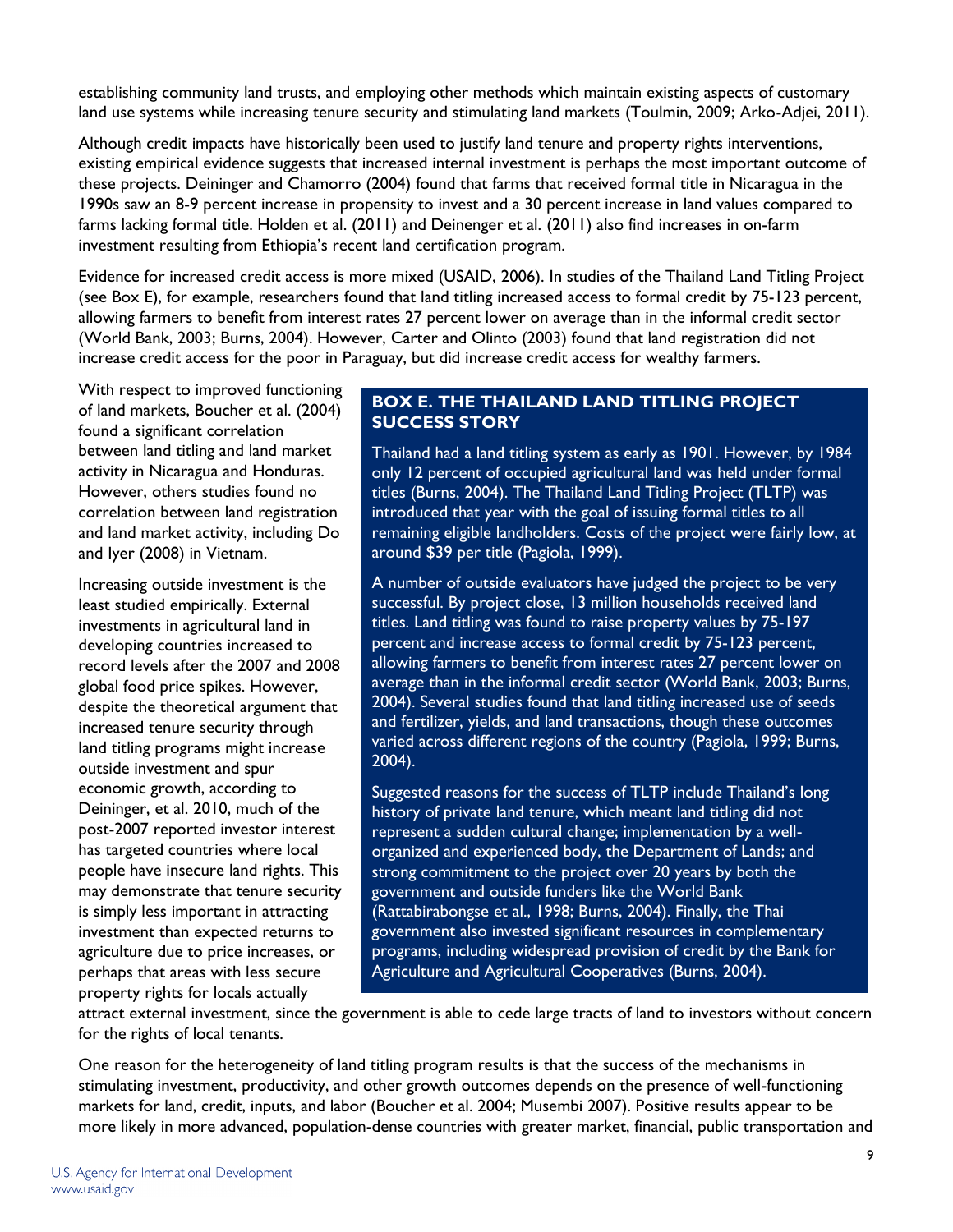establishing community land trusts, and employing other methods which maintain existing aspects of customary land use systems while increasing tenure security and stimulating land markets (Toulmin, 2009; Arko-Adjei, 2011).

Although credit impacts have historically been used to justify land tenure and property rights interventions, existing empirical evidence suggests that increased internal investment is perhaps the most important outcome of these projects. Deininger and Chamorro (2004) found that farms that received formal title in Nicaragua in the 1990s saw an 8-9 percent increase in propensity to invest and a 30 percent increase in land values compared to farms lacking formal title. Holden et al. (2011) and Deinenger et al. (2011) also find increases in on-farm investment resulting from Ethiopia's recent land certification program.

Evidence for increased credit access is more mixed (USAID, 2006). In studies of the Thailand Land Titling Project (see Box E), for example, researchers found that land titling increased access to formal credit by 75-123 percent, allowing farmers to benefit from interest rates 27 percent lower on average than in the informal credit sector (World Bank, 2003; Burns, 2004). However, Carter and Olinto (2003) found that land registration did not increase credit access for the poor in Paraguay, but did increase credit access for wealthy farmers.

With respect to improved functioning of land markets, Boucher et al. (2004) found a significant correlation between land titling and land market activity in Nicaragua and Honduras. However, others studies found no correlation between land registration and land market activity, including Do and Iyer (2008) in Vietnam.

Increasing outside investment is the least studied empirically. External investments in agricultural land in developing countries increased to record levels after the 2007 and 2008 global food price spikes. However, despite the theoretical argument that increased tenure security through land titling programs might increase outside investment and spur economic growth, according to Deininger, et al. 2010, much of the post-2007 reported investor interest has targeted countries where local people have insecure land rights. This may demonstrate that tenure security is simply less important in attracting investment than expected returns to agriculture due to price increases, or perhaps that areas with less secure property rights for locals actually attract external investment, since the government is able to cede large tracts of land to investors without concern for the rights of local tenants.

> **BOX E. THE THAILAND LAND TITLING PROJECT SUCCESS STORY**
>
> Thailand had a land titling system as early as 1901. However, by 1984 only 12 percent of occupied agricultural land was held under formal titles (Burns, 2004). The Thailand Land Titling Project (TLTP) was introduced that year with the goal of issuing formal titles to all remaining eligible landholders. Costs of the project were fairly low, at around $39 per title (Pagiola, 1999).
>
> A number of outside evaluators have judged the project to be very successful. By project close, 13 million households received land titles. Land titling was found to raise property values by 75-197 percent and increase access to formal credit by 75-123 percent, allowing farmers to benefit from interest rates 27 percent lower on average than in the informal credit sector (World Bank, 2003; Burns, 2004). Several studies found that land titling increased use of seeds and fertilizer, yields, and land transactions, though these outcomes varied across different regions of the country (Pagiola, 1999; Burns, 2004).
>
> Suggested reasons for the success of TLTP include Thailand's long history of private land tenure, which meant land titling did not represent a sudden cultural change; implementation by a well-organized and experienced body, the Department of Lands; and strong commitment to the project over 20 years by both the government and outside funders like the World Bank (Rattabirabongse et al., 1998; Burns, 2004). Finally, the Thai government also invested significant resources in complementary programs, including widespread provision of credit by the Bank for Agriculture and Agricultural Cooperatives (Burns, 2004).

One reason for the heterogeneity of land titling program results is that the success of the mechanisms in stimulating investment, productivity, and other growth outcomes depends on the presence of well-functioning markets for land, credit, inputs, and labor (Boucher et al. 2004; Musembi 2007). Positive results appear to be more likely in more advanced, population-dense countries with greater market, financial, public transportation and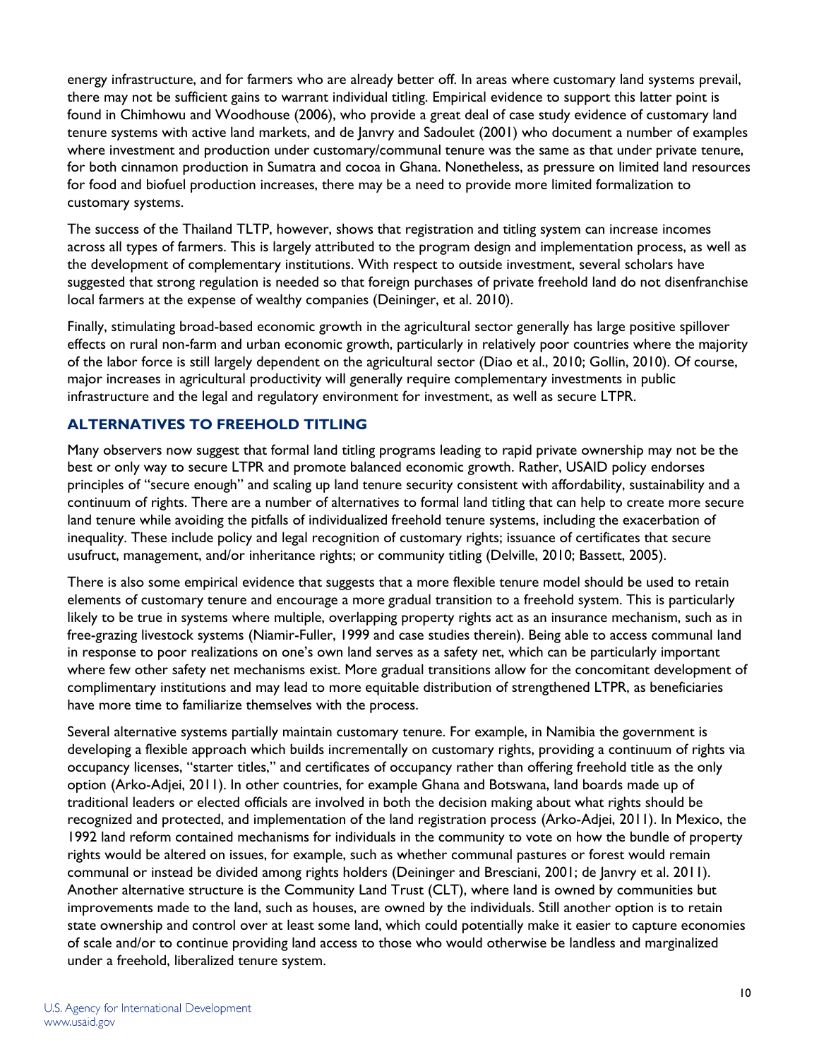energy infrastructure, and for farmers who are already better off. In areas where customary land systems prevail, there may not be sufficient gains to warrant individual titling. Empirical evidence to support this latter point is found in Chimhowu and Woodhouse (2006), who provide a great deal of case study evidence of customary land tenure systems with active land markets, and de Janvry and Sadoulet (2001) who document a number of examples where investment and production under customary/communal tenure was the same as that under private tenure, for both cinnamon production in Sumatra and cocoa in Ghana. Nonetheless, as pressure on limited land resources for food and biofuel production increases, there may be a need to provide more limited formalization to customary systems.

The success of the Thailand TLTP, however, shows that registration and titling system can increase incomes across all types of farmers. This is largely attributed to the program design and implementation process, as well as the development of complementary institutions. With respect to outside investment, several scholars have suggested that strong regulation is needed so that foreign purchases of private freehold land do not disenfranchise local farmers at the expense of wealthy companies (Deininger, et al. 2010).

Finally, stimulating broad-based economic growth in the agricultural sector generally has large positive spillover effects on rural non-farm and urban economic growth, particularly in relatively poor countries where the majority of the labor force is still largely dependent on the agricultural sector (Diao et al., 2010; Gollin, 2010). Of course, major increases in agricultural productivity will generally require complementary investments in public infrastructure and the legal and regulatory environment for investment, as well as secure LTPR.

## ALTERNATIVES TO FREEHOLD TITLING

Many observers now suggest that formal land titling programs leading to rapid private ownership may not be the best or only way to secure LTPR and promote balanced economic growth. Rather, USAID policy endorses principles of "secure enough" and scaling up land tenure security consistent with affordability, sustainability and a continuum of rights. There are a number of alternatives to formal land titling that can help to create more secure land tenure while avoiding the pitfalls of individualized freehold tenure systems, including the exacerbation of inequality. These include policy and legal recognition of customary rights; issuance of certificates that secure usufruct, management, and/or inheritance rights; or community titling (Delville, 2010; Bassett, 2005).

There is also some empirical evidence that suggests that a more flexible tenure model should be used to retain elements of customary tenure and encourage a more gradual transition to a freehold system. This is particularly likely to be true in systems where multiple, overlapping property rights act as an insurance mechanism, such as in free-grazing livestock systems (Niamir-Fuller, 1999 and case studies therein). Being able to access communal land in response to poor realizations on one's own land serves as a safety net, which can be particularly important where few other safety net mechanisms exist. More gradual transitions allow for the concomitant development of complimentary institutions and may lead to more equitable distribution of strengthened LTPR, as beneficiaries have more time to familiarize themselves with the process.

Several alternative systems partially maintain customary tenure. For example, in Namibia the government is developing a flexible approach which builds incrementally on customary rights, providing a continuum of rights via occupancy licenses, "starter titles," and certificates of occupancy rather than offering freehold title as the only option (Arko-Adjei, 2011). In other countries, for example Ghana and Botswana, land boards made up of traditional leaders or elected officials are involved in both the decision making about what rights should be recognized and protected, and implementation of the land registration process (Arko-Adjei, 2011). In Mexico, the 1992 land reform contained mechanisms for individuals in the community to vote on how the bundle of property rights would be altered on issues, for example, such as whether communal pastures or forest would remain communal or instead be divided among rights holders (Deininger and Bresciani, 2001; de Janvry et al. 2011). Another alternative structure is the Community Land Trust (CLT), where land is owned by communities but improvements made to the land, such as houses, are owned by the individuals. Still another option is to retain state ownership and control over at least some land, which could potentially make it easier to capture economies of scale and/or to continue providing land access to those who would otherwise be landless and marginalized under a freehold, liberalized tenure system.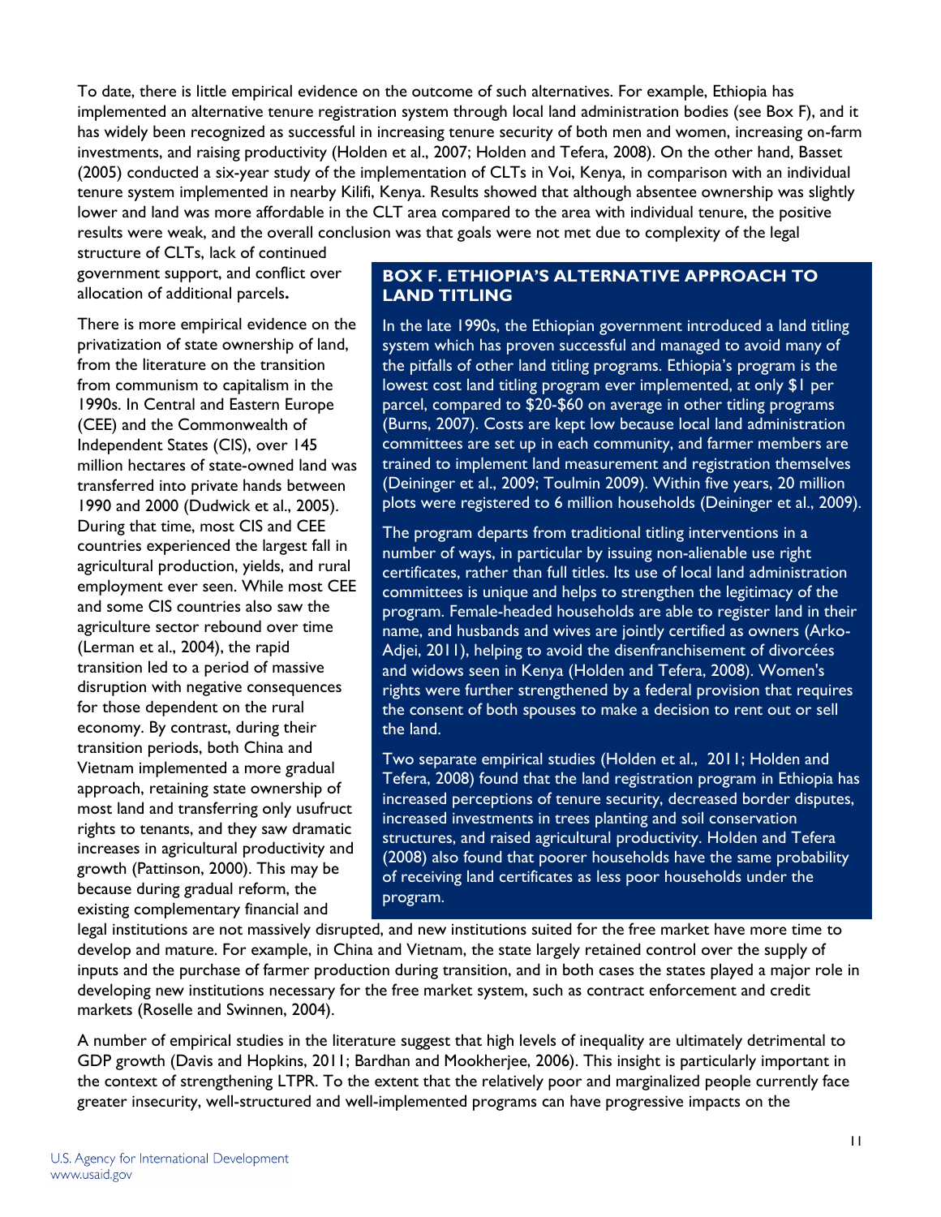To date, there is little empirical evidence on the outcome of such alternatives. For example, Ethiopia has implemented an alternative tenure registration system through local land administration bodies (see Box F), and it has widely been recognized as successful in increasing tenure security of both men and women, increasing on-farm investments, and raising productivity (Holden et al., 2007; Holden and Tefera, 2008). On the other hand, Basset (2005) conducted a six-year study of the implementation of CLTs in Voi, Kenya, in comparison with an individual tenure system implemented in nearby Kilifi, Kenya. Results showed that although absentee ownership was slightly lower and land was more affordable in the CLT area compared to the area with individual tenure, the positive results were weak, and the overall conclusion was that goals were not met due to complexity of the legal structure of CLTs, lack of continued government support, and conflict over allocation of additional parcels**.**

There is more empirical evidence on the privatization of state ownership of land, from the literature on the transition from communism to capitalism in the 1990s. In Central and Eastern Europe (CEE) and the Commonwealth of Independent States (CIS), over 145 million hectares of state-owned land was transferred into private hands between 1990 and 2000 (Dudwick et al., 2005). During that time, most CIS and CEE countries experienced the largest fall in agricultural production, yields, and rural employment ever seen. While most CEE and some CIS countries also saw the agriculture sector rebound over time (Lerman et al., 2004), the rapid transition led to a period of massive disruption with negative consequences for those dependent on the rural economy. By contrast, during their transition periods, both China and Vietnam implemented a more gradual approach, retaining state ownership of most land and transferring only usufruct rights to tenants, and they saw dramatic increases in agricultural productivity and growth (Pattinson, 2000). This may be because during gradual reform, the existing complementary financial and legal institutions are not massively disrupted, and new institutions suited for the free market have more time to develop and mature. For example, in China and Vietnam, the state largely retained control over the supply of inputs and the purchase of farmer production during transition, and in both cases the states played a major role in developing new institutions necessary for the free market system, such as contract enforcement and credit markets (Roselle and Swinnen, 2004).

### BOX F. ETHIOPIA'S ALTERNATIVE APPROACH TO LAND TITLING

In the late 1990s, the Ethiopian government introduced a land titling system which has proven successful and managed to avoid many of the pitfalls of other land titling programs. Ethiopia's program is the lowest cost land titling program ever implemented, at only $1 per parcel, compared to $20-$60 on average in other titling programs (Burns, 2007). Costs are kept low because local land administration committees are set up in each community, and farmer members are trained to implement land measurement and registration themselves (Deininger et al., 2009; Toulmin 2009). Within five years, 20 million plots were registered to 6 million households (Deininger et al., 2009).

The program departs from traditional titling interventions in a number of ways, in particular by issuing non-alienable use right certificates, rather than full titles. Its use of local land administration committees is unique and helps to strengthen the legitimacy of the program. Female-headed households are able to register land in their name, and husbands and wives are jointly certified as owners (Arko-Adjei, 2011), helping to avoid the disenfranchisement of divorcées and widows seen in Kenya (Holden and Tefera, 2008). Women's rights were further strengthened by a federal provision that requires the consent of both spouses to make a decision to rent out or sell the land.

Two separate empirical studies (Holden et al., 2011; Holden and Tefera, 2008) found that the land registration program in Ethiopia has increased perceptions of tenure security, decreased border disputes, increased investments in trees planting and soil conservation structures, and raised agricultural productivity. Holden and Tefera (2008) also found that poorer households have the same probability of receiving land certificates as less poor households under the program.

A number of empirical studies in the literature suggest that high levels of inequality are ultimately detrimental to GDP growth (Davis and Hopkins, 2011; Bardhan and Mookherjee, 2006). This insight is particularly important in the context of strengthening LTPR. To the extent that the relatively poor and marginalized people currently face greater insecurity, well-structured and well-implemented programs can have progressive impacts on the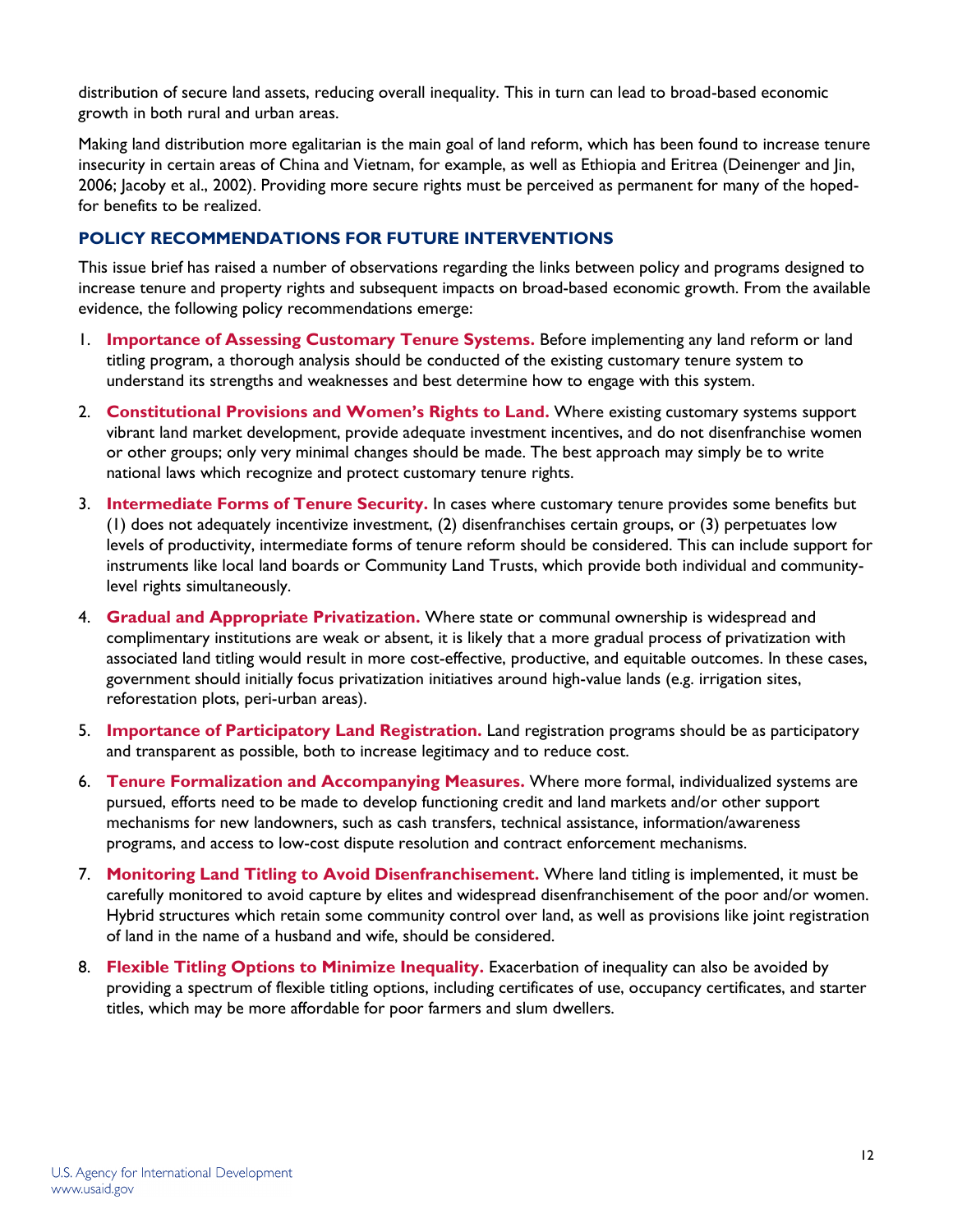distribution of secure land assets, reducing overall inequality. This in turn can lead to broad-based economic growth in both rural and urban areas.

Making land distribution more egalitarian is the main goal of land reform, which has been found to increase tenure insecurity in certain areas of China and Vietnam, for example, as well as Ethiopia and Eritrea (Deinenger and Jin, 2006; Jacoby et al., 2002). Providing more secure rights must be perceived as permanent for many of the hoped-for benefits to be realized.

## POLICY RECOMMENDATIONS FOR FUTURE INTERVENTIONS

This issue brief has raised a number of observations regarding the links between policy and programs designed to increase tenure and property rights and subsequent impacts on broad-based economic growth. From the available evidence, the following policy recommendations emerge:

1. **Importance of Assessing Customary Tenure Systems.** Before implementing any land reform or land titling program, a thorough analysis should be conducted of the existing customary tenure system to understand its strengths and weaknesses and best determine how to engage with this system.
2. **Constitutional Provisions and Women's Rights to Land.** Where existing customary systems support vibrant land market development, provide adequate investment incentives, and do not disenfranchise women or other groups; only very minimal changes should be made. The best approach may simply be to write national laws which recognize and protect customary tenure rights.
3. **Intermediate Forms of Tenure Security.** In cases where customary tenure provides some benefits but (1) does not adequately incentivize investment, (2) disenfranchises certain groups, or (3) perpetuates low levels of productivity, intermediate forms of tenure reform should be considered. This can include support for instruments like local land boards or Community Land Trusts, which provide both individual and community-level rights simultaneously.
4. **Gradual and Appropriate Privatization.** Where state or communal ownership is widespread and complimentary institutions are weak or absent, it is likely that a more gradual process of privatization with associated land titling would result in more cost-effective, productive, and equitable outcomes. In these cases, government should initially focus privatization initiatives around high-value lands (e.g. irrigation sites, reforestation plots, peri-urban areas).
5. **Importance of Participatory Land Registration.** Land registration programs should be as participatory and transparent as possible, both to increase legitimacy and to reduce cost.
6. **Tenure Formalization and Accompanying Measures.** Where more formal, individualized systems are pursued, efforts need to be made to develop functioning credit and land markets and/or other support mechanisms for new landowners, such as cash transfers, technical assistance, information/awareness programs, and access to low-cost dispute resolution and contract enforcement mechanisms.
7. **Monitoring Land Titling to Avoid Disenfranchisement.** Where land titling is implemented, it must be carefully monitored to avoid capture by elites and widespread disenfranchisement of the poor and/or women. Hybrid structures which retain some community control over land, as well as provisions like joint registration of land in the name of a husband and wife, should be considered.
8. **Flexible Titling Options to Minimize Inequality.** Exacerbation of inequality can also be avoided by providing a spectrum of flexible titling options, including certificates of use, occupancy certificates, and starter titles, which may be more affordable for poor farmers and slum dwellers.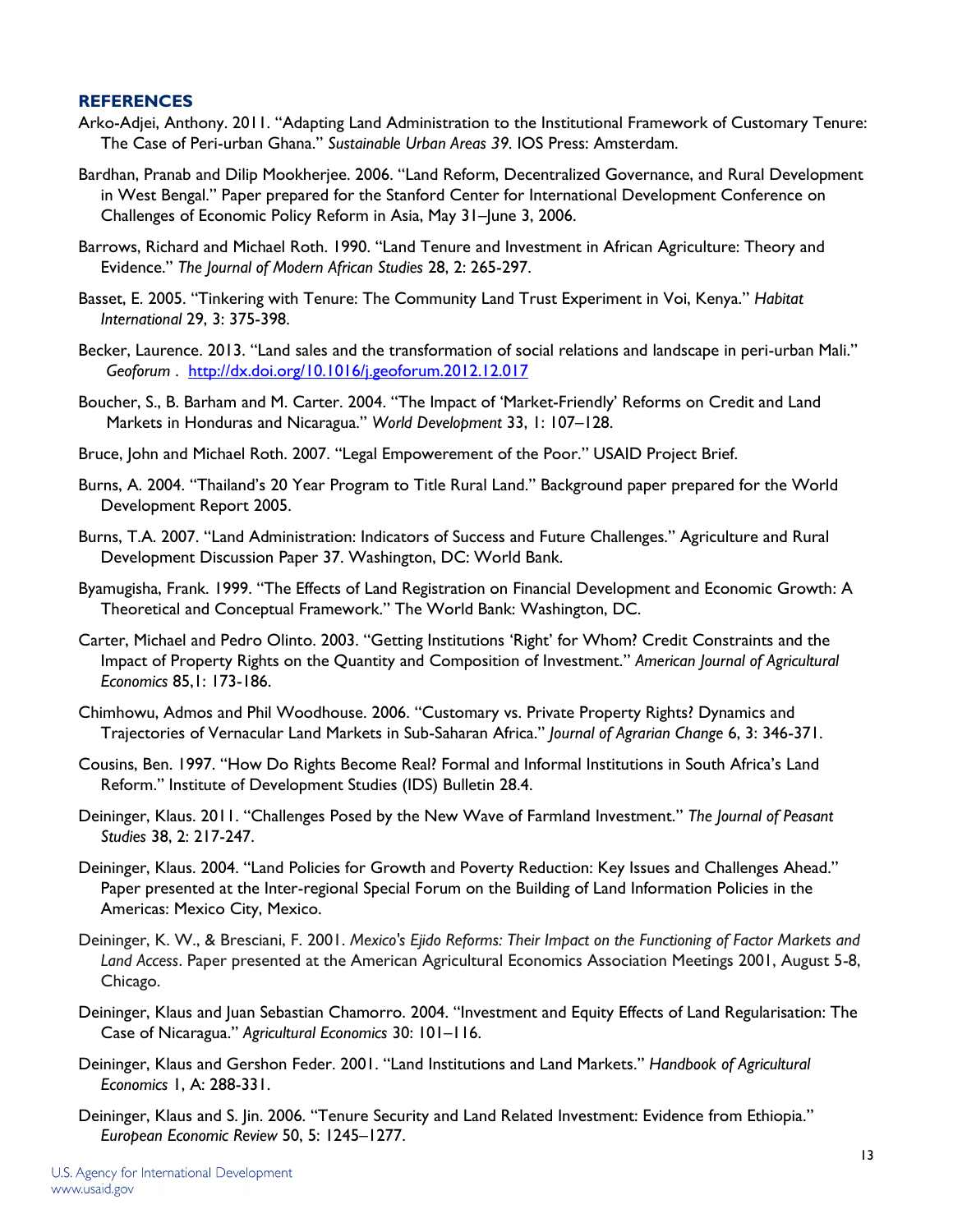## REFERENCES

Arko-Adjei, Anthony. 2011. "Adapting Land Administration to the Institutional Framework of Customary Tenure: The Case of Peri-urban Ghana." *Sustainable Urban Areas 39*. IOS Press: Amsterdam.

Bardhan, Pranab and Dilip Mookherjee. 2006. "Land Reform, Decentralized Governance, and Rural Development in West Bengal." Paper prepared for the Stanford Center for International Development Conference on Challenges of Economic Policy Reform in Asia, May 31–June 3, 2006.

Barrows, Richard and Michael Roth. 1990. "Land Tenure and Investment in African Agriculture: Theory and Evidence." *The Journal of Modern African Studies* 28, 2: 265-297.

Basset, E. 2005. "Tinkering with Tenure: The Community Land Trust Experiment in Voi, Kenya." *Habitat International* 29, 3: 375-398.

Becker, Laurence. 2013. "Land sales and the transformation of social relations and landscape in peri-urban Mali." *Geoforum* . http://dx.doi.org/10.1016/j.geoforum.2012.12.017

Boucher, S., B. Barham and M. Carter. 2004. "The Impact of 'Market-Friendly' Reforms on Credit and Land Markets in Honduras and Nicaragua." *World Development* 33, 1: 107–128.

Bruce, John and Michael Roth. 2007. "Legal Empowerement of the Poor." USAID Project Brief.

Burns, A. 2004. "Thailand's 20 Year Program to Title Rural Land." Background paper prepared for the World Development Report 2005.

Burns, T.A. 2007. "Land Administration: Indicators of Success and Future Challenges." Agriculture and Rural Development Discussion Paper 37. Washington, DC: World Bank.

Byamugisha, Frank. 1999. "The Effects of Land Registration on Financial Development and Economic Growth: A Theoretical and Conceptual Framework." The World Bank: Washington, DC.

Carter, Michael and Pedro Olinto. 2003. "Getting Institutions 'Right' for Whom? Credit Constraints and the Impact of Property Rights on the Quantity and Composition of Investment." *American Journal of Agricultural Economics* 85,1: 173-186.

Chimhowu, Admos and Phil Woodhouse. 2006. "Customary vs. Private Property Rights? Dynamics and Trajectories of Vernacular Land Markets in Sub-Saharan Africa." *Journal of Agrarian Change* 6, 3: 346-371.

Cousins, Ben. 1997. "How Do Rights Become Real? Formal and Informal Institutions in South Africa's Land Reform." Institute of Development Studies (IDS) Bulletin 28.4.

Deininger, Klaus. 2011. "Challenges Posed by the New Wave of Farmland Investment." *The Journal of Peasant Studies* 38, 2: 217-247.

Deininger, Klaus. 2004. "Land Policies for Growth and Poverty Reduction: Key Issues and Challenges Ahead." Paper presented at the Inter-regional Special Forum on the Building of Land Information Policies in the Americas: Mexico City, Mexico.

Deininger, K. W., & Bresciani, F. 2001. *Mexico's Ejido Reforms: Their Impact on the Functioning of Factor Markets and Land Access*. Paper presented at the American Agricultural Economics Association Meetings 2001, August 5-8, Chicago.

Deininger, Klaus and Juan Sebastian Chamorro. 2004. "Investment and Equity Effects of Land Regularisation: The Case of Nicaragua." *Agricultural Economics* 30: 101–116.

Deininger, Klaus and Gershon Feder. 2001. "Land Institutions and Land Markets." *Handbook of Agricultural Economics* 1, A: 288-331.

Deininger, Klaus and S. Jin. 2006. "Tenure Security and Land Related Investment: Evidence from Ethiopia." *European Economic Review* 50, 5: 1245–1277.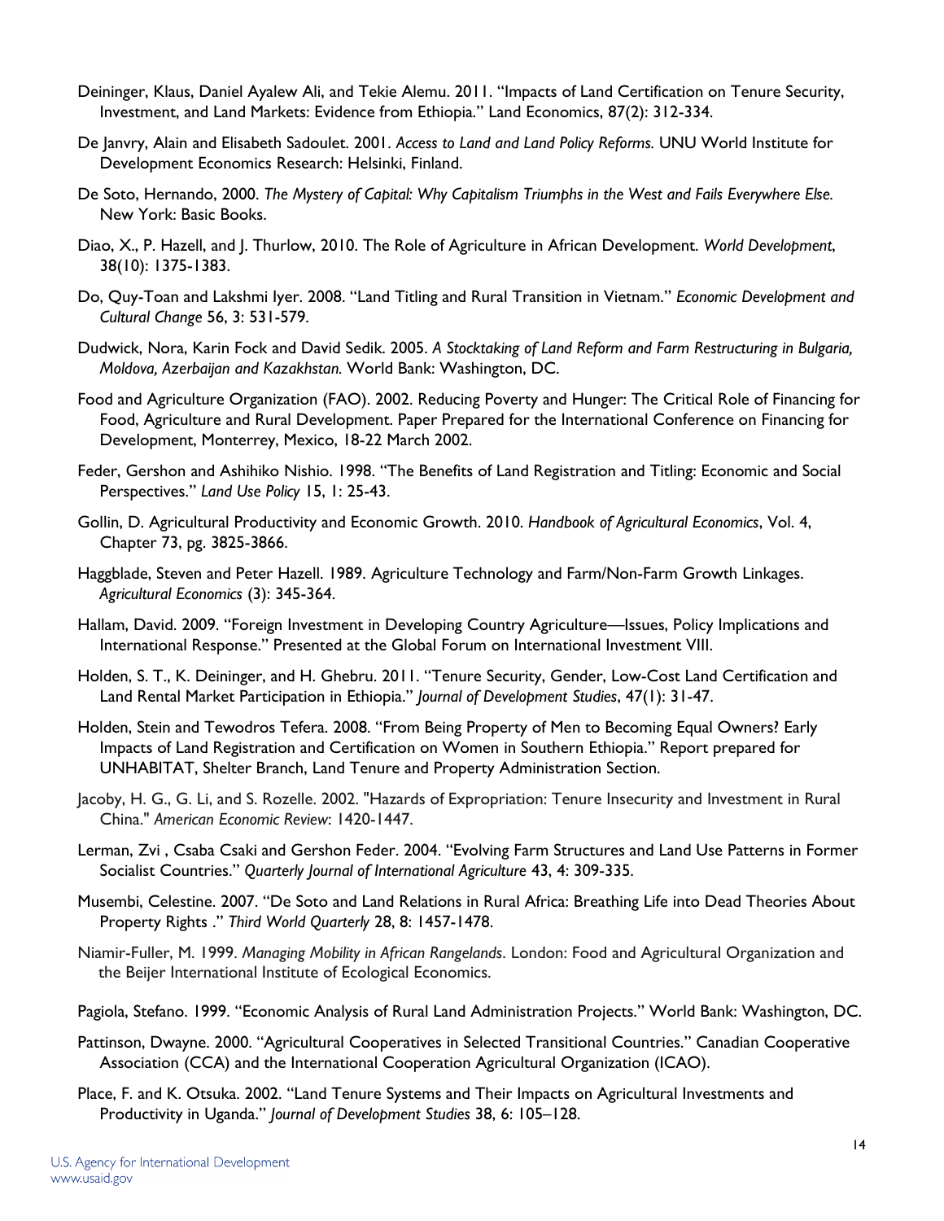Deininger, Klaus, Daniel Ayalew Ali, and Tekie Alemu. 2011. "Impacts of Land Certification on Tenure Security, Investment, and Land Markets: Evidence from Ethiopia." Land Economics, 87(2): 312-334.

De Janvry, Alain and Elisabeth Sadoulet. 2001. *Access to Land and Land Policy Reforms.* UNU World Institute for Development Economics Research: Helsinki, Finland.

De Soto, Hernando, 2000. *The Mystery of Capital: Why Capitalism Triumphs in the West and Fails Everywhere Else.* New York: Basic Books.

Diao, X., P. Hazell, and J. Thurlow, 2010. The Role of Agriculture in African Development. *World Development*, 38(10): 1375-1383.

Do, Quy-Toan and Lakshmi Iyer. 2008. "Land Titling and Rural Transition in Vietnam." *Economic Development and Cultural Change* 56, 3: 531-579.

Dudwick, Nora, Karin Fock and David Sedik. 2005. *A Stocktaking of Land Reform and Farm Restructuring in Bulgaria, Moldova, Azerbaijan and Kazakhstan.* World Bank: Washington, DC.

Food and Agriculture Organization (FAO). 2002. Reducing Poverty and Hunger: The Critical Role of Financing for Food, Agriculture and Rural Development. Paper Prepared for the International Conference on Financing for Development, Monterrey, Mexico, 18-22 March 2002.

Feder, Gershon and Ashihiko Nishio. 1998. "The Benefits of Land Registration and Titling: Economic and Social Perspectives." *Land Use Policy* 15, 1: 25-43.

Gollin, D. Agricultural Productivity and Economic Growth. 2010. *Handbook of Agricultural Economics*, Vol. 4, Chapter 73, pg. 3825-3866.

Haggblade, Steven and Peter Hazell. 1989. Agriculture Technology and Farm/Non-Farm Growth Linkages. *Agricultural Economics* (3): 345-364.

Hallam, David. 2009. "Foreign Investment in Developing Country Agriculture—Issues, Policy Implications and International Response." Presented at the Global Forum on International Investment VIII.

Holden, S. T., K. Deininger, and H. Ghebru. 2011. "Tenure Security, Gender, Low-Cost Land Certification and Land Rental Market Participation in Ethiopia." *Journal of Development Studies*, 47(1): 31-47.

Holden, Stein and Tewodros Tefera. 2008. "From Being Property of Men to Becoming Equal Owners? Early Impacts of Land Registration and Certification on Women in Southern Ethiopia." Report prepared for UNHABITAT, Shelter Branch, Land Tenure and Property Administration Section.

Jacoby, H. G., G. Li, and S. Rozelle. 2002. "Hazards of Expropriation: Tenure Insecurity and Investment in Rural China." *American Economic Review*: 1420-1447.

Lerman, Zvi , Csaba Csaki and Gershon Feder. 2004. "Evolving Farm Structures and Land Use Patterns in Former Socialist Countries." *Quarterly Journal of International Agriculture* 43, 4: 309-335.

Musembi, Celestine. 2007. "De Soto and Land Relations in Rural Africa: Breathing Life into Dead Theories About Property Rights ." *Third World Quarterly* 28, 8: 1457-1478.

Niamir-Fuller, M. 1999. *Managing Mobility in African Rangelands*. London: Food and Agricultural Organization and the Beijer International Institute of Ecological Economics.

Pagiola, Stefano. 1999. "Economic Analysis of Rural Land Administration Projects." World Bank: Washington, DC.

Pattinson, Dwayne. 2000. "Agricultural Cooperatives in Selected Transitional Countries." Canadian Cooperative Association (CCA) and the International Cooperation Agricultural Organization (ICAO).

Place, F. and K. Otsuka. 2002. "Land Tenure Systems and Their Impacts on Agricultural Investments and Productivity in Uganda." *Journal of Development Studies* 38, 6: 105–128.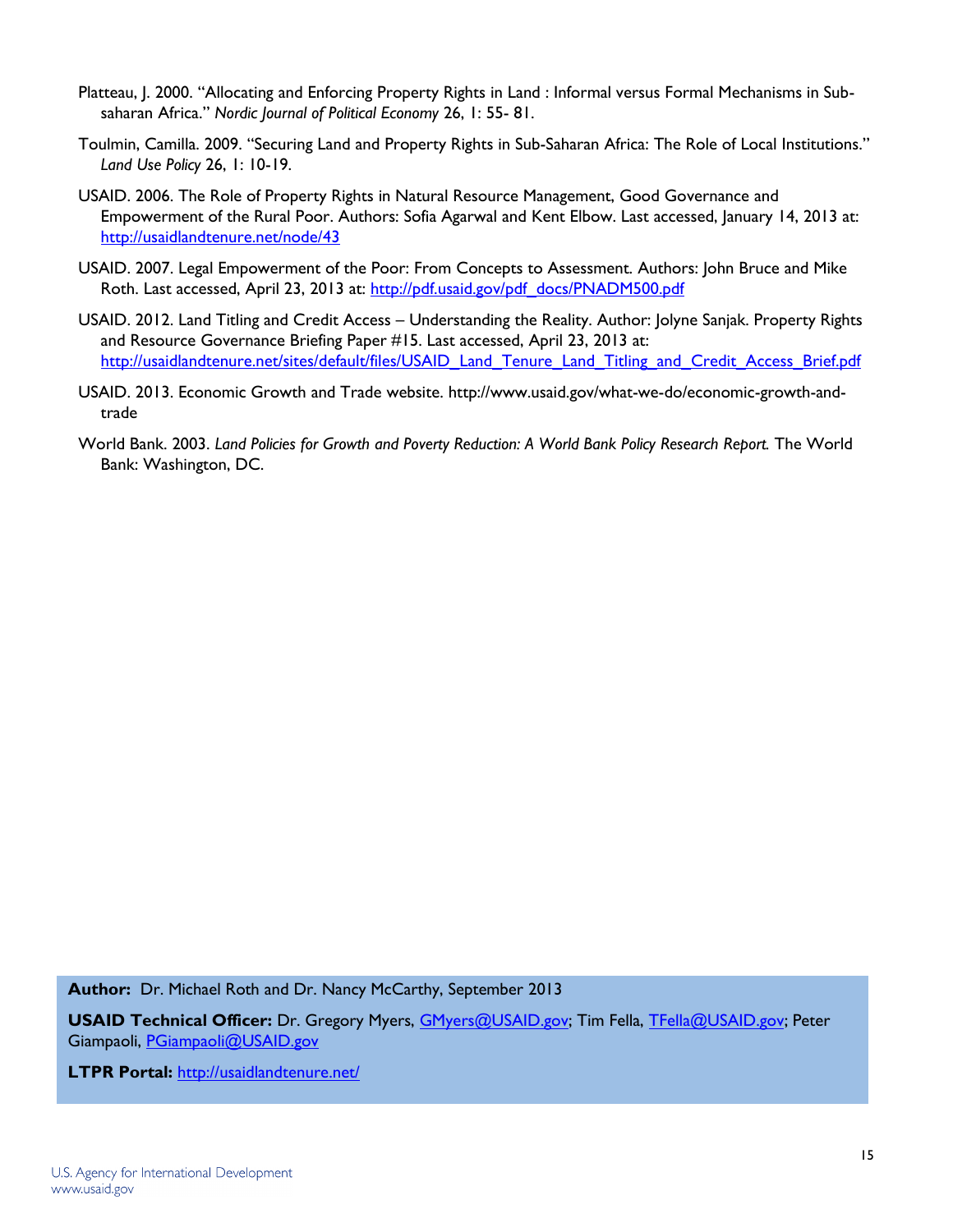Platteau, J. 2000. "Allocating and Enforcing Property Rights in Land : Informal versus Formal Mechanisms in Sub-saharan Africa." *Nordic Journal of Political Economy* 26, 1: 55- 81.

Toulmin, Camilla. 2009. "Securing Land and Property Rights in Sub-Saharan Africa: The Role of Local Institutions." *Land Use Policy* 26, 1: 10-19.

USAID. 2006. The Role of Property Rights in Natural Resource Management, Good Governance and Empowerment of the Rural Poor. Authors: Sofia Agarwal and Kent Elbow. Last accessed, January 14, 2013 at: http://usaidlandtenure.net/node/43

USAID. 2007. Legal Empowerment of the Poor: From Concepts to Assessment. Authors: John Bruce and Mike Roth. Last accessed, April 23, 2013 at: http://pdf.usaid.gov/pdf_docs/PNADM500.pdf

USAID. 2012. Land Titling and Credit Access – Understanding the Reality. Author: Jolyne Sanjak. Property Rights and Resource Governance Briefing Paper #15. Last accessed, April 23, 2013 at: http://usaidlandtenure.net/sites/default/files/USAID_Land_Tenure_Land_Titling_and_Credit_Access_Brief.pdf

USAID. 2013. Economic Growth and Trade website. http://www.usaid.gov/what-we-do/economic-growth-and-trade

World Bank. 2003. *Land Policies for Growth and Poverty Reduction: A World Bank Policy Research Report.* The World Bank: Washington, DC.

**Author:** Dr. Michael Roth and Dr. Nancy McCarthy, September 2013

**USAID Technical Officer:** Dr. Gregory Myers, GMyers@USAID.gov; Tim Fella, TFella@USAID.gov; Peter Giampaoli, PGiampaoli@USAID.gov

**LTPR Portal:** http://usaidlandtenure.net/